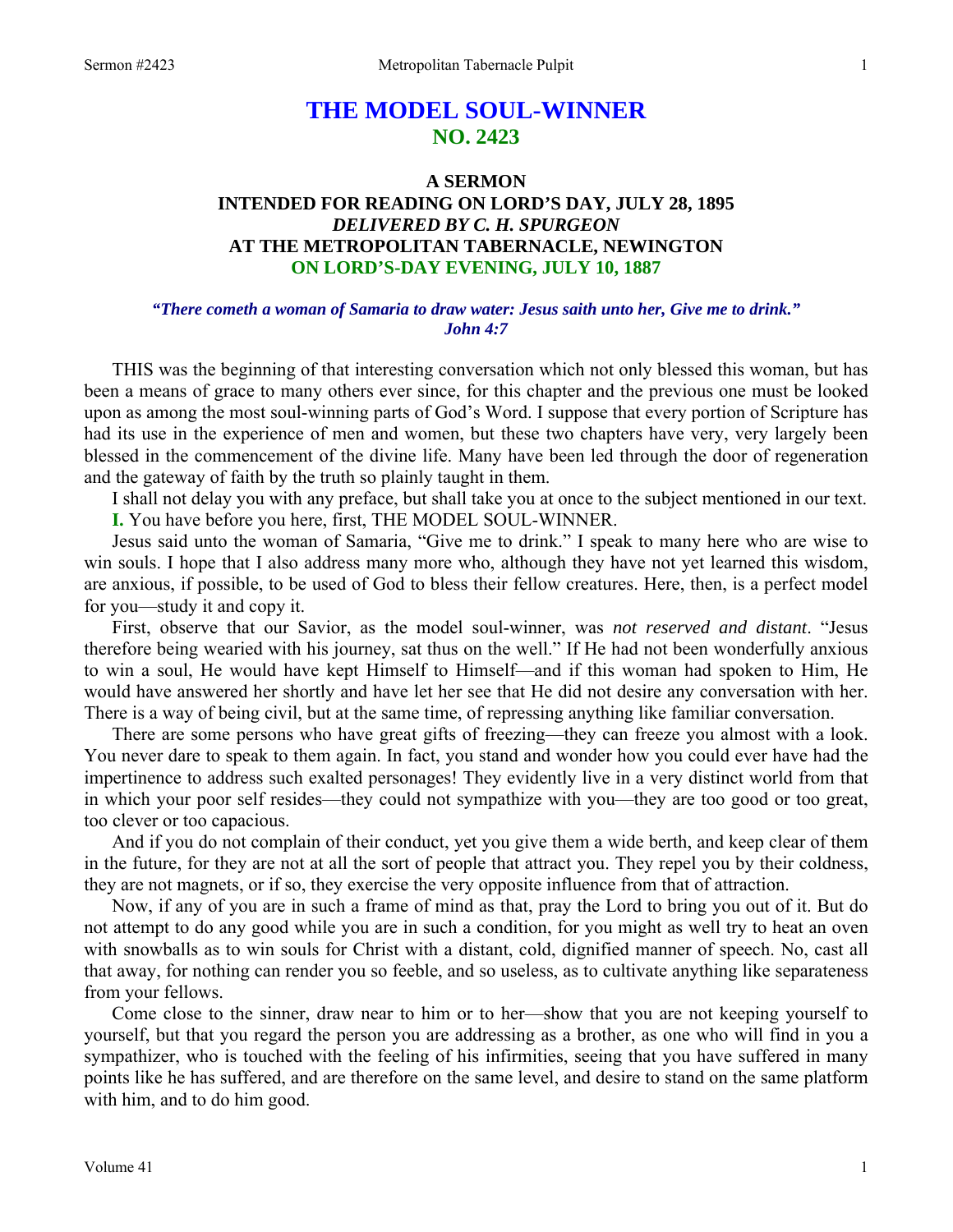# THE MODEL SOUL-WINNER
## NO. 2423

### A SERMON
### INTENDED FOR READING ON LORD'S DAY, JULY 28, 1895
### *DELIVERED BY C. H. SPURGEON*
### AT THE METROPOLITAN TABERNACLE, NEWINGTON
### ON LORD'S-DAY EVENING, JULY 10, 1887

***"There cometh a woman of Samaria to draw water: Jesus saith unto her, Give me to drink." John 4:7***

THIS was the beginning of that interesting conversation which not only blessed this woman, but has been a means of grace to many others ever since, for this chapter and the previous one must be looked upon as among the most soul-winning parts of God's Word. I suppose that every portion of Scripture has had its use in the experience of men and women, but these two chapters have very, very largely been blessed in the commencement of the divine life. Many have been led through the door of regeneration and the gateway of faith by the truth so plainly taught in them.

I shall not delay you with any preface, but shall take you at once to the subject mentioned in our text.

**I.** You have before you here, first, THE MODEL SOUL-WINNER.

Jesus said unto the woman of Samaria, "Give me to drink." I speak to many here who are wise to win souls. I hope that I also address many more who, although they have not yet learned this wisdom, are anxious, if possible, to be used of God to bless their fellow creatures. Here, then, is a perfect model for you—study it and copy it.

First, observe that our Savior, as the model soul-winner, was *not reserved and distant*. "Jesus therefore being wearied with his journey, sat thus on the well." If He had not been wonderfully anxious to win a soul, He would have kept Himself to Himself—and if this woman had spoken to Him, He would have answered her shortly and have let her see that He did not desire any conversation with her. There is a way of being civil, but at the same time, of repressing anything like familiar conversation.

There are some persons who have great gifts of freezing—they can freeze you almost with a look. You never dare to speak to them again. In fact, you stand and wonder how you could ever have had the impertinence to address such exalted personages! They evidently live in a very distinct world from that in which your poor self resides—they could not sympathize with you—they are too good or too great, too clever or too capacious.

And if you do not complain of their conduct, yet you give them a wide berth, and keep clear of them in the future, for they are not at all the sort of people that attract you. They repel you by their coldness, they are not magnets, or if so, they exercise the very opposite influence from that of attraction.

Now, if any of you are in such a frame of mind as that, pray the Lord to bring you out of it. But do not attempt to do any good while you are in such a condition, for you might as well try to heat an oven with snowballs as to win souls for Christ with a distant, cold, dignified manner of speech. No, cast all that away, for nothing can render you so feeble, and so useless, as to cultivate anything like separateness from your fellows.

Come close to the sinner, draw near to him or to her—show that you are not keeping yourself to yourself, but that you regard the person you are addressing as a brother, as one who will find in you a sympathizer, who is touched with the feeling of his infirmities, seeing that you have suffered in many points like he has suffered, and are therefore on the same level, and desire to stand on the same platform with him, and to do him good.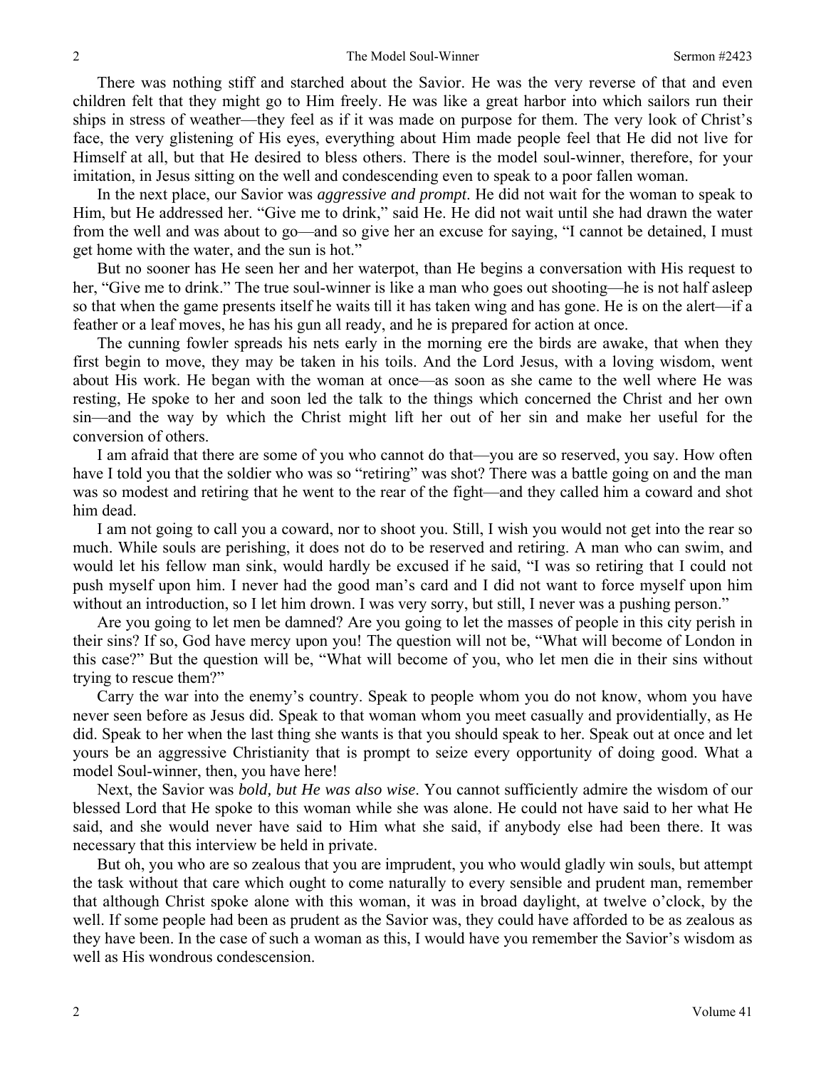There was nothing stiff and starched about the Savior. He was the very reverse of that and even children felt that they might go to Him freely. He was like a great harbor into which sailors run their ships in stress of weather—they feel as if it was made on purpose for them. The very look of Christ's face, the very glistening of His eyes, everything about Him made people feel that He did not live for Himself at all, but that He desired to bless others. There is the model soul-winner, therefore, for your imitation, in Jesus sitting on the well and condescending even to speak to a poor fallen woman.

In the next place, our Savior was *aggressive and prompt*. He did not wait for the woman to speak to Him, but He addressed her. "Give me to drink," said He. He did not wait until she had drawn the water from the well and was about to go—and so give her an excuse for saying, "I cannot be detained, I must get home with the water, and the sun is hot."

But no sooner has He seen her and her waterpot, than He begins a conversation with His request to her, "Give me to drink." The true soul-winner is like a man who goes out shooting—he is not half asleep so that when the game presents itself he waits till it has taken wing and has gone. He is on the alert—if a feather or a leaf moves, he has his gun all ready, and he is prepared for action at once.

The cunning fowler spreads his nets early in the morning ere the birds are awake, that when they first begin to move, they may be taken in his toils. And the Lord Jesus, with a loving wisdom, went about His work. He began with the woman at once—as soon as she came to the well where He was resting, He spoke to her and soon led the talk to the things which concerned the Christ and her own sin—and the way by which the Christ might lift her out of her sin and make her useful for the conversion of others.

I am afraid that there are some of you who cannot do that—you are so reserved, you say. How often have I told you that the soldier who was so "retiring" was shot? There was a battle going on and the man was so modest and retiring that he went to the rear of the fight—and they called him a coward and shot him dead.

I am not going to call you a coward, nor to shoot you. Still, I wish you would not get into the rear so much. While souls are perishing, it does not do to be reserved and retiring. A man who can swim, and would let his fellow man sink, would hardly be excused if he said, "I was so retiring that I could not push myself upon him. I never had the good man's card and I did not want to force myself upon him without an introduction, so I let him drown. I was very sorry, but still, I never was a pushing person."

Are you going to let men be damned? Are you going to let the masses of people in this city perish in their sins? If so, God have mercy upon you! The question will not be, "What will become of London in this case?" But the question will be, "What will become of you, who let men die in their sins without trying to rescue them?"

Carry the war into the enemy's country. Speak to people whom you do not know, whom you have never seen before as Jesus did. Speak to that woman whom you meet casually and providentially, as He did. Speak to her when the last thing she wants is that you should speak to her. Speak out at once and let yours be an aggressive Christianity that is prompt to seize every opportunity of doing good. What a model Soul-winner, then, you have here!

Next, the Savior was *bold, but He was also wise*. You cannot sufficiently admire the wisdom of our blessed Lord that He spoke to this woman while she was alone. He could not have said to her what He said, and she would never have said to Him what she said, if anybody else had been there. It was necessary that this interview be held in private.

But oh, you who are so zealous that you are imprudent, you who would gladly win souls, but attempt the task without that care which ought to come naturally to every sensible and prudent man, remember that although Christ spoke alone with this woman, it was in broad daylight, at twelve o'clock, by the well. If some people had been as prudent as the Savior was, they could have afforded to be as zealous as they have been. In the case of such a woman as this, I would have you remember the Savior's wisdom as well as His wondrous condescension.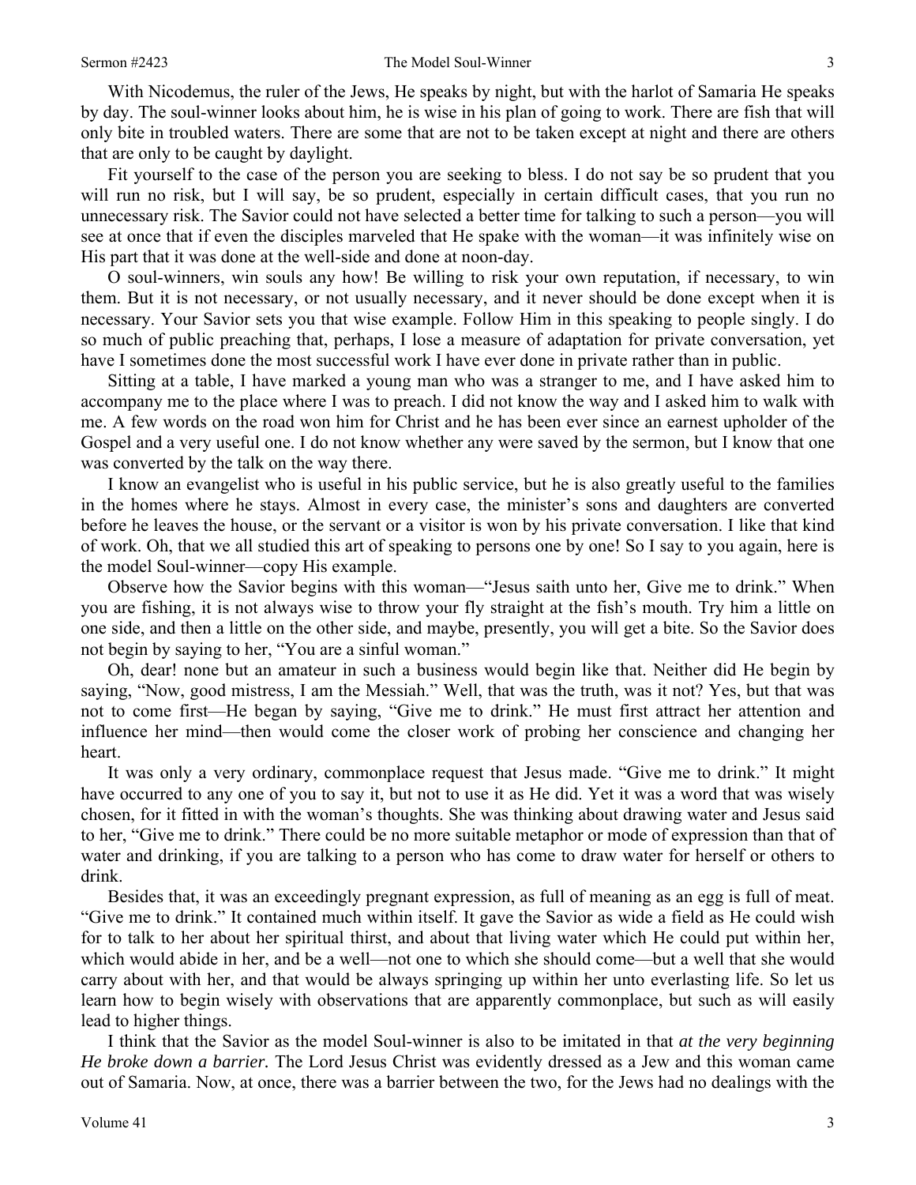With Nicodemus, the ruler of the Jews, He speaks by night, but with the harlot of Samaria He speaks by day. The soul-winner looks about him, he is wise in his plan of going to work. There are fish that will only bite in troubled waters. There are some that are not to be taken except at night and there are others that are only to be caught by daylight.

Fit yourself to the case of the person you are seeking to bless. I do not say be so prudent that you will run no risk, but I will say, be so prudent, especially in certain difficult cases, that you run no unnecessary risk. The Savior could not have selected a better time for talking to such a person—you will see at once that if even the disciples marveled that He spake with the woman—it was infinitely wise on His part that it was done at the well-side and done at noon-day.

O soul-winners, win souls any how! Be willing to risk your own reputation, if necessary, to win them. But it is not necessary, or not usually necessary, and it never should be done except when it is necessary. Your Savior sets you that wise example. Follow Him in this speaking to people singly. I do so much of public preaching that, perhaps, I lose a measure of adaptation for private conversation, yet have I sometimes done the most successful work I have ever done in private rather than in public.

Sitting at a table, I have marked a young man who was a stranger to me, and I have asked him to accompany me to the place where I was to preach. I did not know the way and I asked him to walk with me. A few words on the road won him for Christ and he has been ever since an earnest upholder of the Gospel and a very useful one. I do not know whether any were saved by the sermon, but I know that one was converted by the talk on the way there.

I know an evangelist who is useful in his public service, but he is also greatly useful to the families in the homes where he stays. Almost in every case, the minister's sons and daughters are converted before he leaves the house, or the servant or a visitor is won by his private conversation. I like that kind of work. Oh, that we all studied this art of speaking to persons one by one! So I say to you again, here is the model Soul-winner—copy His example.

Observe how the Savior begins with this woman—"Jesus saith unto her, Give me to drink." When you are fishing, it is not always wise to throw your fly straight at the fish's mouth. Try him a little on one side, and then a little on the other side, and maybe, presently, you will get a bite. So the Savior does not begin by saying to her, "You are a sinful woman."

Oh, dear! none but an amateur in such a business would begin like that. Neither did He begin by saying, "Now, good mistress, I am the Messiah." Well, that was the truth, was it not? Yes, but that was not to come first—He began by saying, "Give me to drink." He must first attract her attention and influence her mind—then would come the closer work of probing her conscience and changing her heart.

It was only a very ordinary, commonplace request that Jesus made. "Give me to drink." It might have occurred to any one of you to say it, but not to use it as He did. Yet it was a word that was wisely chosen, for it fitted in with the woman's thoughts. She was thinking about drawing water and Jesus said to her, "Give me to drink." There could be no more suitable metaphor or mode of expression than that of water and drinking, if you are talking to a person who has come to draw water for herself or others to drink.

Besides that, it was an exceedingly pregnant expression, as full of meaning as an egg is full of meat. "Give me to drink." It contained much within itself. It gave the Savior as wide a field as He could wish for to talk to her about her spiritual thirst, and about that living water which He could put within her, which would abide in her, and be a well—not one to which she should come—but a well that she would carry about with her, and that would be always springing up within her unto everlasting life. So let us learn how to begin wisely with observations that are apparently commonplace, but such as will easily lead to higher things.

I think that the Savior as the model Soul-winner is also to be imitated in that *at the very beginning He broke down a barrier.* The Lord Jesus Christ was evidently dressed as a Jew and this woman came out of Samaria. Now, at once, there was a barrier between the two, for the Jews had no dealings with the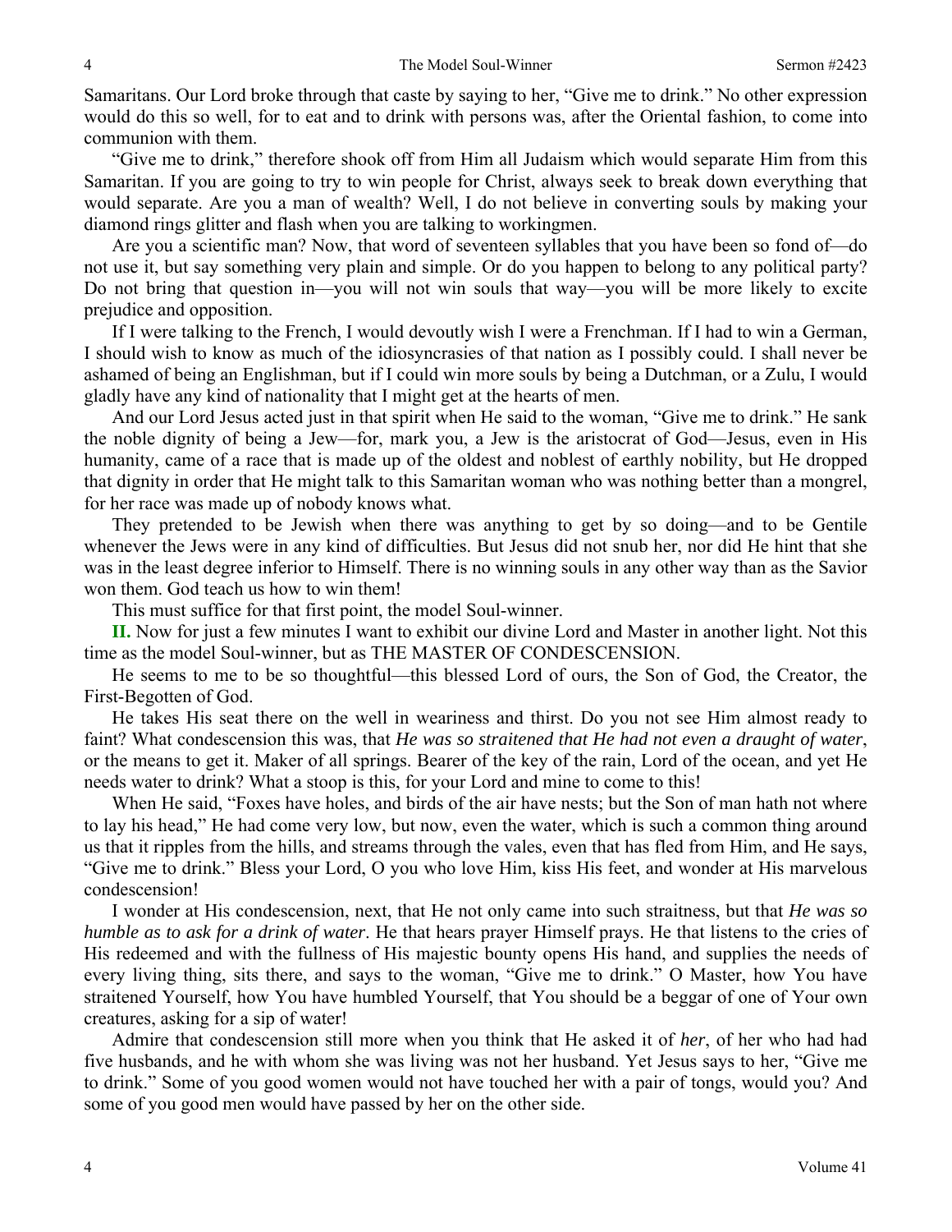Samaritans. Our Lord broke through that caste by saying to her, "Give me to drink." No other expression would do this so well, for to eat and to drink with persons was, after the Oriental fashion, to come into communion with them.

"Give me to drink," therefore shook off from Him all Judaism which would separate Him from this Samaritan. If you are going to try to win people for Christ, always seek to break down everything that would separate. Are you a man of wealth? Well, I do not believe in converting souls by making your diamond rings glitter and flash when you are talking to workingmen.

Are you a scientific man? Now, that word of seventeen syllables that you have been so fond of—do not use it, but say something very plain and simple. Or do you happen to belong to any political party? Do not bring that question in—you will not win souls that way—you will be more likely to excite prejudice and opposition.

If I were talking to the French, I would devoutly wish I were a Frenchman. If I had to win a German, I should wish to know as much of the idiosyncrasies of that nation as I possibly could. I shall never be ashamed of being an Englishman, but if I could win more souls by being a Dutchman, or a Zulu, I would gladly have any kind of nationality that I might get at the hearts of men.

And our Lord Jesus acted just in that spirit when He said to the woman, "Give me to drink." He sank the noble dignity of being a Jew—for, mark you, a Jew is the aristocrat of God—Jesus, even in His humanity, came of a race that is made up of the oldest and noblest of earthly nobility, but He dropped that dignity in order that He might talk to this Samaritan woman who was nothing better than a mongrel, for her race was made up of nobody knows what.

They pretended to be Jewish when there was anything to get by so doing—and to be Gentile whenever the Jews were in any kind of difficulties. But Jesus did not snub her, nor did He hint that she was in the least degree inferior to Himself. There is no winning souls in any other way than as the Savior won them. God teach us how to win them!

This must suffice for that first point, the model Soul-winner.

**II.** Now for just a few minutes I want to exhibit our divine Lord and Master in another light. Not this time as the model Soul-winner, but as THE MASTER OF CONDESCENSION.

He seems to me to be so thoughtful—this blessed Lord of ours, the Son of God, the Creator, the First-Begotten of God.

He takes His seat there on the well in weariness and thirst. Do you not see Him almost ready to faint? What condescension this was, that *He was so straitened that He had not even a draught of water*, or the means to get it. Maker of all springs. Bearer of the key of the rain, Lord of the ocean, and yet He needs water to drink? What a stoop is this, for your Lord and mine to come to this!

When He said, "Foxes have holes, and birds of the air have nests; but the Son of man hath not where to lay his head," He had come very low, but now, even the water, which is such a common thing around us that it ripples from the hills, and streams through the vales, even that has fled from Him, and He says, "Give me to drink." Bless your Lord, O you who love Him, kiss His feet, and wonder at His marvelous condescension!

I wonder at His condescension, next, that He not only came into such straitness, but that *He was so humble as to ask for a drink of water*. He that hears prayer Himself prays. He that listens to the cries of His redeemed and with the fullness of His majestic bounty opens His hand, and supplies the needs of every living thing, sits there, and says to the woman, "Give me to drink." O Master, how You have straitened Yourself, how You have humbled Yourself, that You should be a beggar of one of Your own creatures, asking for a sip of water!

Admire that condescension still more when you think that He asked it of *her*, of her who had had five husbands, and he with whom she was living was not her husband. Yet Jesus says to her, "Give me to drink." Some of you good women would not have touched her with a pair of tongs, would you? And some of you good men would have passed by her on the other side.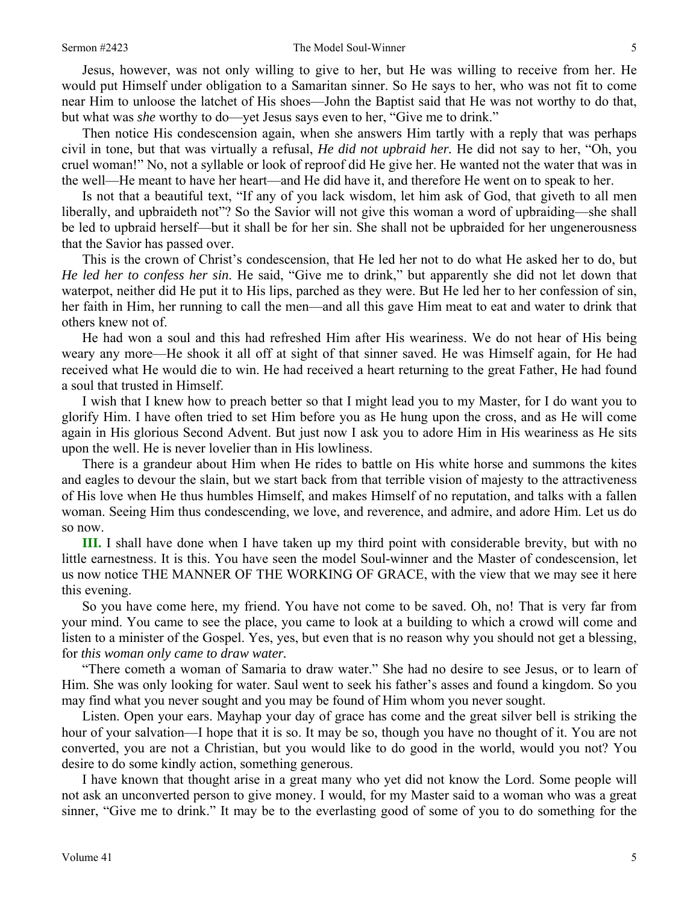Jesus, however, was not only willing to give to her, but He was willing to receive from her. He would put Himself under obligation to a Samaritan sinner. So He says to her, who was not fit to come near Him to unloose the latchet of His shoes—John the Baptist said that He was not worthy to do that, but what was *she* worthy to do—yet Jesus says even to her, "Give me to drink."

Then notice His condescension again, when she answers Him tartly with a reply that was perhaps civil in tone, but that was virtually a refusal, *He did not upbraid her.* He did not say to her, "Oh, you cruel woman!" No, not a syllable or look of reproof did He give her. He wanted not the water that was in the well—He meant to have her heart—and He did have it, and therefore He went on to speak to her.

Is not that a beautiful text, "If any of you lack wisdom, let him ask of God, that giveth to all men liberally, and upbraideth not"? So the Savior will not give this woman a word of upbraiding—she shall be led to upbraid herself—but it shall be for her sin. She shall not be upbraided for her ungenerousness that the Savior has passed over.

This is the crown of Christ's condescension, that He led her not to do what He asked her to do, but *He led her to confess her sin*. He said, "Give me to drink," but apparently she did not let down that waterpot, neither did He put it to His lips, parched as they were. But He led her to her confession of sin, her faith in Him, her running to call the men—and all this gave Him meat to eat and water to drink that others knew not of.

He had won a soul and this had refreshed Him after His weariness. We do not hear of His being weary any more—He shook it all off at sight of that sinner saved. He was Himself again, for He had received what He would die to win. He had received a heart returning to the great Father, He had found a soul that trusted in Himself.

I wish that I knew how to preach better so that I might lead you to my Master, for I do want you to glorify Him. I have often tried to set Him before you as He hung upon the cross, and as He will come again in His glorious Second Advent. But just now I ask you to adore Him in His weariness as He sits upon the well. He is never lovelier than in His lowliness.

There is a grandeur about Him when He rides to battle on His white horse and summons the kites and eagles to devour the slain, but we start back from that terrible vision of majesty to the attractiveness of His love when He thus humbles Himself, and makes Himself of no reputation, and talks with a fallen woman. Seeing Him thus condescending, we love, and reverence, and admire, and adore Him. Let us do so now.

**III.** I shall have done when I have taken up my third point with considerable brevity, but with no little earnestness. It is this. You have seen the model Soul-winner and the Master of condescension, let us now notice THE MANNER OF THE WORKING OF GRACE, with the view that we may see it here this evening.

So you have come here, my friend. You have not come to be saved. Oh, no! That is very far from your mind. You came to see the place, you came to look at a building to which a crowd will come and listen to a minister of the Gospel. Yes, yes, but even that is no reason why you should not get a blessing, for *this woman only came to draw water.*

"There cometh a woman of Samaria to draw water." She had no desire to see Jesus, or to learn of Him. She was only looking for water. Saul went to seek his father's asses and found a kingdom. So you may find what you never sought and you may be found of Him whom you never sought.

Listen. Open your ears. Mayhap your day of grace has come and the great silver bell is striking the hour of your salvation—I hope that it is so. It may be so, though you have no thought of it. You are not converted, you are not a Christian, but you would like to do good in the world, would you not? You desire to do some kindly action, something generous.

I have known that thought arise in a great many who yet did not know the Lord. Some people will not ask an unconverted person to give money. I would, for my Master said to a woman who was a great sinner, "Give me to drink." It may be to the everlasting good of some of you to do something for the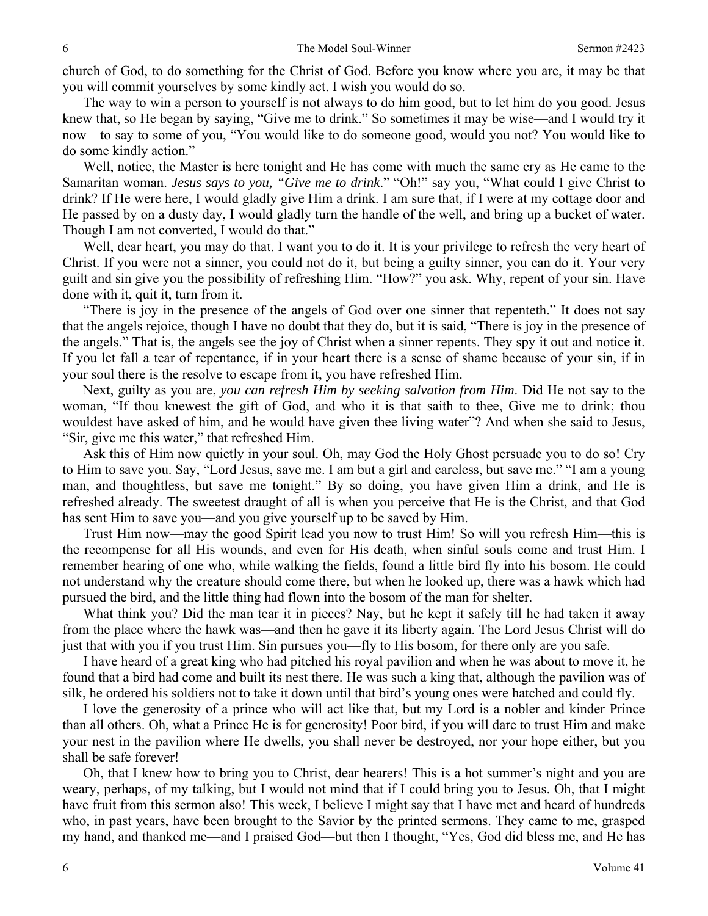church of God, to do something for the Christ of God. Before you know where you are, it may be that you will commit yourselves by some kindly act. I wish you would do so.

The way to win a person to yourself is not always to do him good, but to let him do you good. Jesus knew that, so He began by saying, "Give me to drink." So sometimes it may be wise—and I would try it now—to say to some of you, "You would like to do someone good, would you not? You would like to do some kindly action."

Well, notice, the Master is here tonight and He has come with much the same cry as He came to the Samaritan woman. *Jesus says to you, "Give me to drink*." "Oh!" say you, "What could I give Christ to drink? If He were here, I would gladly give Him a drink. I am sure that, if I were at my cottage door and He passed by on a dusty day, I would gladly turn the handle of the well, and bring up a bucket of water. Though I am not converted, I would do that."

Well, dear heart, you may do that. I want you to do it. It is your privilege to refresh the very heart of Christ. If you were not a sinner, you could not do it, but being a guilty sinner, you can do it. Your very guilt and sin give you the possibility of refreshing Him. "How?" you ask. Why, repent of your sin. Have done with it, quit it, turn from it.

"There is joy in the presence of the angels of God over one sinner that repenteth." It does not say that the angels rejoice, though I have no doubt that they do, but it is said, "There is joy in the presence of the angels." That is, the angels see the joy of Christ when a sinner repents. They spy it out and notice it. If you let fall a tear of repentance, if in your heart there is a sense of shame because of your sin, if in your soul there is the resolve to escape from it, you have refreshed Him.

Next, guilty as you are, *you can refresh Him by seeking salvation from Him*. Did He not say to the woman, "If thou knewest the gift of God, and who it is that saith to thee, Give me to drink; thou wouldest have asked of him, and he would have given thee living water"? And when she said to Jesus, "Sir, give me this water," that refreshed Him.

Ask this of Him now quietly in your soul. Oh, may God the Holy Ghost persuade you to do so! Cry to Him to save you. Say, "Lord Jesus, save me. I am but a girl and careless, but save me." "I am a young man, and thoughtless, but save me tonight." By so doing, you have given Him a drink, and He is refreshed already. The sweetest draught of all is when you perceive that He is the Christ, and that God has sent Him to save you—and you give yourself up to be saved by Him.

Trust Him now—may the good Spirit lead you now to trust Him! So will you refresh Him—this is the recompense for all His wounds, and even for His death, when sinful souls come and trust Him. I remember hearing of one who, while walking the fields, found a little bird fly into his bosom. He could not understand why the creature should come there, but when he looked up, there was a hawk which had pursued the bird, and the little thing had flown into the bosom of the man for shelter.

What think you? Did the man tear it in pieces? Nay, but he kept it safely till he had taken it away from the place where the hawk was—and then he gave it its liberty again. The Lord Jesus Christ will do just that with you if you trust Him. Sin pursues you—fly to His bosom, for there only are you safe.

I have heard of a great king who had pitched his royal pavilion and when he was about to move it, he found that a bird had come and built its nest there. He was such a king that, although the pavilion was of silk, he ordered his soldiers not to take it down until that bird's young ones were hatched and could fly.

I love the generosity of a prince who will act like that, but my Lord is a nobler and kinder Prince than all others. Oh, what a Prince He is for generosity! Poor bird, if you will dare to trust Him and make your nest in the pavilion where He dwells, you shall never be destroyed, nor your hope either, but you shall be safe forever!

Oh, that I knew how to bring you to Christ, dear hearers! This is a hot summer's night and you are weary, perhaps, of my talking, but I would not mind that if I could bring you to Jesus. Oh, that I might have fruit from this sermon also! This week, I believe I might say that I have met and heard of hundreds who, in past years, have been brought to the Savior by the printed sermons. They came to me, grasped my hand, and thanked me—and I praised God—but then I thought, "Yes, God did bless me, and He has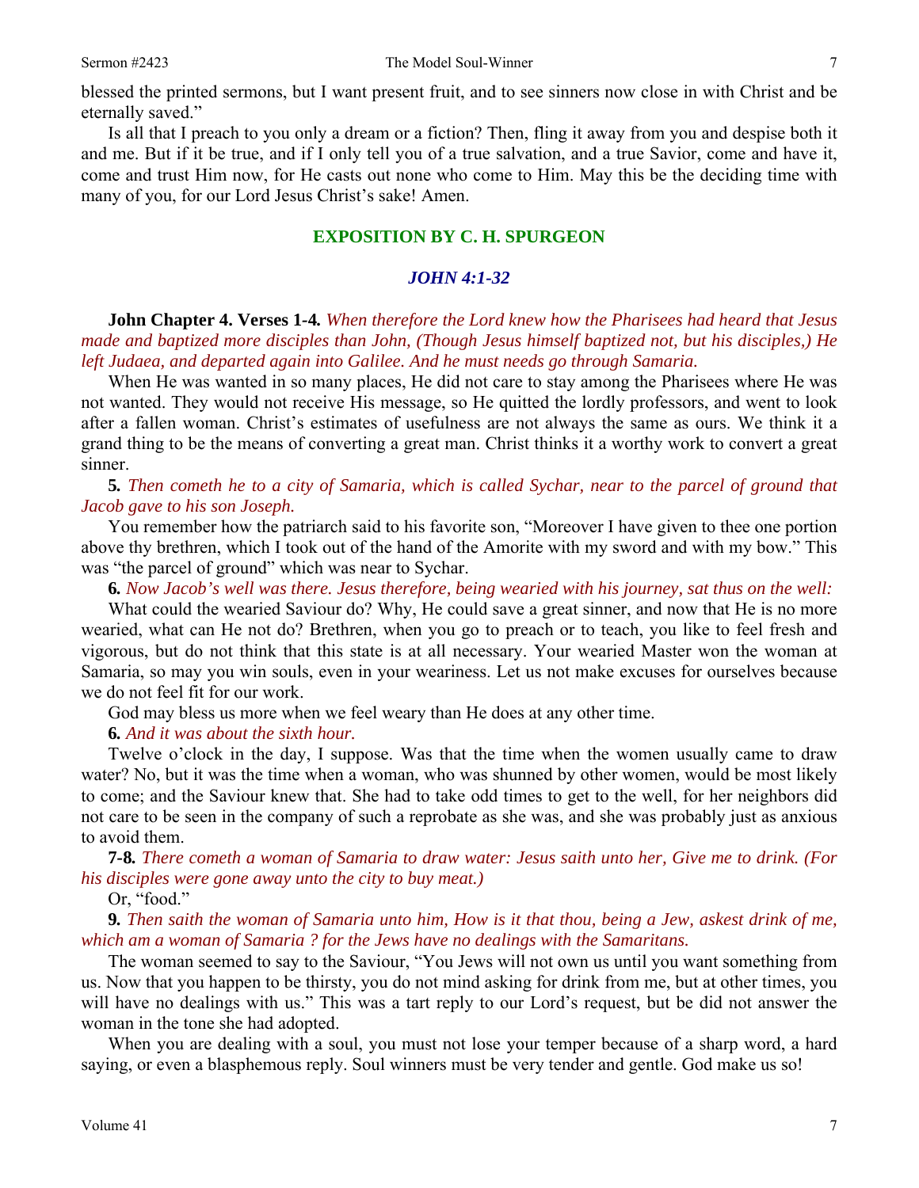blessed the printed sermons, but I want present fruit, and to see sinners now close in with Christ and be eternally saved."

Is all that I preach to you only a dream or a fiction? Then, fling it away from you and despise both it and me. But if it be true, and if I only tell you of a true salvation, and a true Savior, come and have it, come and trust Him now, for He casts out none who come to Him. May this be the deciding time with many of you, for our Lord Jesus Christ's sake! Amen.

## EXPOSITION BY C. H. SPURGEON

### *JOHN 4:1-32*

**John Chapter 4. Verses 1-4.** *When therefore the Lord knew how the Pharisees had heard that Jesus made and baptized more disciples than John, (Though Jesus himself baptized not, but his disciples,) He left Judaea, and departed again into Galilee. And he must needs go through Samaria.*

When He was wanted in so many places, He did not care to stay among the Pharisees where He was not wanted. They would not receive His message, so He quitted the lordly professors, and went to look after a fallen woman. Christ's estimates of usefulness are not always the same as ours. We think it a grand thing to be the means of converting a great man. Christ thinks it a worthy work to convert a great sinner.

**5.** *Then cometh he to a city of Samaria, which is called Sychar, near to the parcel of ground that Jacob gave to his son Joseph.*

You remember how the patriarch said to his favorite son, "Moreover I have given to thee one portion above thy brethren, which I took out of the hand of the Amorite with my sword and with my bow." This was "the parcel of ground" which was near to Sychar.

**6.** *Now Jacob's well was there. Jesus therefore, being wearied with his journey, sat thus on the well:*

What could the wearied Saviour do? Why, He could save a great sinner, and now that He is no more wearied, what can He not do? Brethren, when you go to preach or to teach, you like to feel fresh and vigorous, but do not think that this state is at all necessary. Your wearied Master won the woman at Samaria, so may you win souls, even in your weariness. Let us not make excuses for ourselves because we do not feel fit for our work.

God may bless us more when we feel weary than He does at any other time.

**6.** *And it was about the sixth hour.*

Twelve o'clock in the day, I suppose. Was that the time when the women usually came to draw water? No, but it was the time when a woman, who was shunned by other women, would be most likely to come; and the Saviour knew that. She had to take odd times to get to the well, for her neighbors did not care to be seen in the company of such a reprobate as she was, and she was probably just as anxious to avoid them.

**7-8.** *There cometh a woman of Samaria to draw water: Jesus saith unto her, Give me to drink. (For his disciples were gone away unto the city to buy meat.)*

Or, "food."

**9.** *Then saith the woman of Samaria unto him, How is it that thou, being a Jew, askest drink of me, which am a woman of Samaria ? for the Jews have no dealings with the Samaritans.*

The woman seemed to say to the Saviour, "You Jews will not own us until you want something from us. Now that you happen to be thirsty, you do not mind asking for drink from me, but at other times, you will have no dealings with us." This was a tart reply to our Lord's request, but be did not answer the woman in the tone she had adopted.

When you are dealing with a soul, you must not lose your temper because of a sharp word, a hard saying, or even a blasphemous reply. Soul winners must be very tender and gentle. God make us so!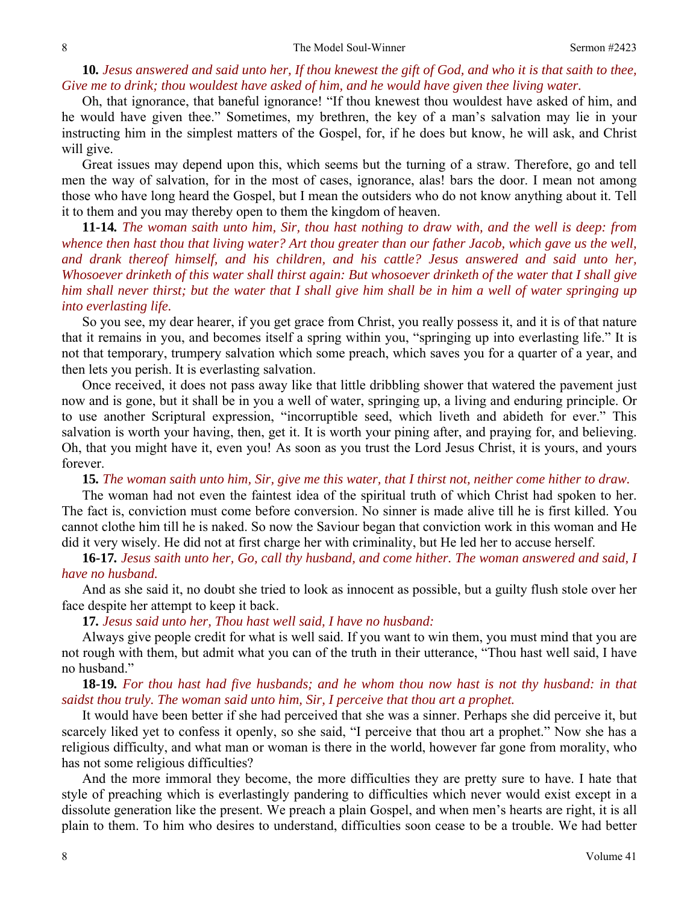**10.** *Jesus answered and said unto her, If thou knewest the gift of God, and who it is that saith to thee, Give me to drink; thou wouldest have asked of him, and he would have given thee living water.*

Oh, that ignorance, that baneful ignorance! "If thou knewest thou wouldest have asked of him, and he would have given thee." Sometimes, my brethren, the key of a man's salvation may lie in your instructing him in the simplest matters of the Gospel, for, if he does but know, he will ask, and Christ will give.

Great issues may depend upon this, which seems but the turning of a straw. Therefore, go and tell men the way of salvation, for in the most of cases, ignorance, alas! bars the door. I mean not among those who have long heard the Gospel, but I mean the outsiders who do not know anything about it. Tell it to them and you may thereby open to them the kingdom of heaven.

**11-14.** *The woman saith unto him, Sir, thou hast nothing to draw with, and the well is deep: from whence then hast thou that living water? Art thou greater than our father Jacob, which gave us the well, and drank thereof himself, and his children, and his cattle? Jesus answered and said unto her, Whosoever drinketh of this water shall thirst again: But whosoever drinketh of the water that I shall give him shall never thirst; but the water that I shall give him shall be in him a well of water springing up into everlasting life.*

So you see, my dear hearer, if you get grace from Christ, you really possess it, and it is of that nature that it remains in you, and becomes itself a spring within you, "springing up into everlasting life." It is not that temporary, trumpery salvation which some preach, which saves you for a quarter of a year, and then lets you perish. It is everlasting salvation.

Once received, it does not pass away like that little dribbling shower that watered the pavement just now and is gone, but it shall be in you a well of water, springing up, a living and enduring principle. Or to use another Scriptural expression, "incorruptible seed, which liveth and abideth for ever." This salvation is worth your having, then, get it. It is worth your pining after, and praying for, and believing. Oh, that you might have it, even you! As soon as you trust the Lord Jesus Christ, it is yours, and yours forever.

**15.** *The woman saith unto him, Sir, give me this water, that I thirst not, neither come hither to draw.*

The woman had not even the faintest idea of the spiritual truth of which Christ had spoken to her. The fact is, conviction must come before conversion. No sinner is made alive till he is first killed. You cannot clothe him till he is naked. So now the Saviour began that conviction work in this woman and He did it very wisely. He did not at first charge her with criminality, but He led her to accuse herself.

**16-17.** *Jesus saith unto her, Go, call thy husband, and come hither. The woman answered and said, I have no husband.*

And as she said it, no doubt she tried to look as innocent as possible, but a guilty flush stole over her face despite her attempt to keep it back.

**17.** *Jesus said unto her, Thou hast well said, I have no husband:*

Always give people credit for what is well said. If you want to win them, you must mind that you are not rough with them, but admit what you can of the truth in their utterance, "Thou hast well said, I have no husband."

**18-19.** *For thou hast had five husbands; and he whom thou now hast is not thy husband: in that saidst thou truly. The woman said unto him, Sir, I perceive that thou art a prophet.*

It would have been better if she had perceived that she was a sinner. Perhaps she did perceive it, but scarcely liked yet to confess it openly, so she said, "I perceive that thou art a prophet." Now she has a religious difficulty, and what man or woman is there in the world, however far gone from morality, who has not some religious difficulties?

And the more immoral they become, the more difficulties they are pretty sure to have. I hate that style of preaching which is everlastingly pandering to difficulties which never would exist except in a dissolute generation like the present. We preach a plain Gospel, and when men's hearts are right, it is all plain to them. To him who desires to understand, difficulties soon cease to be a trouble. We had better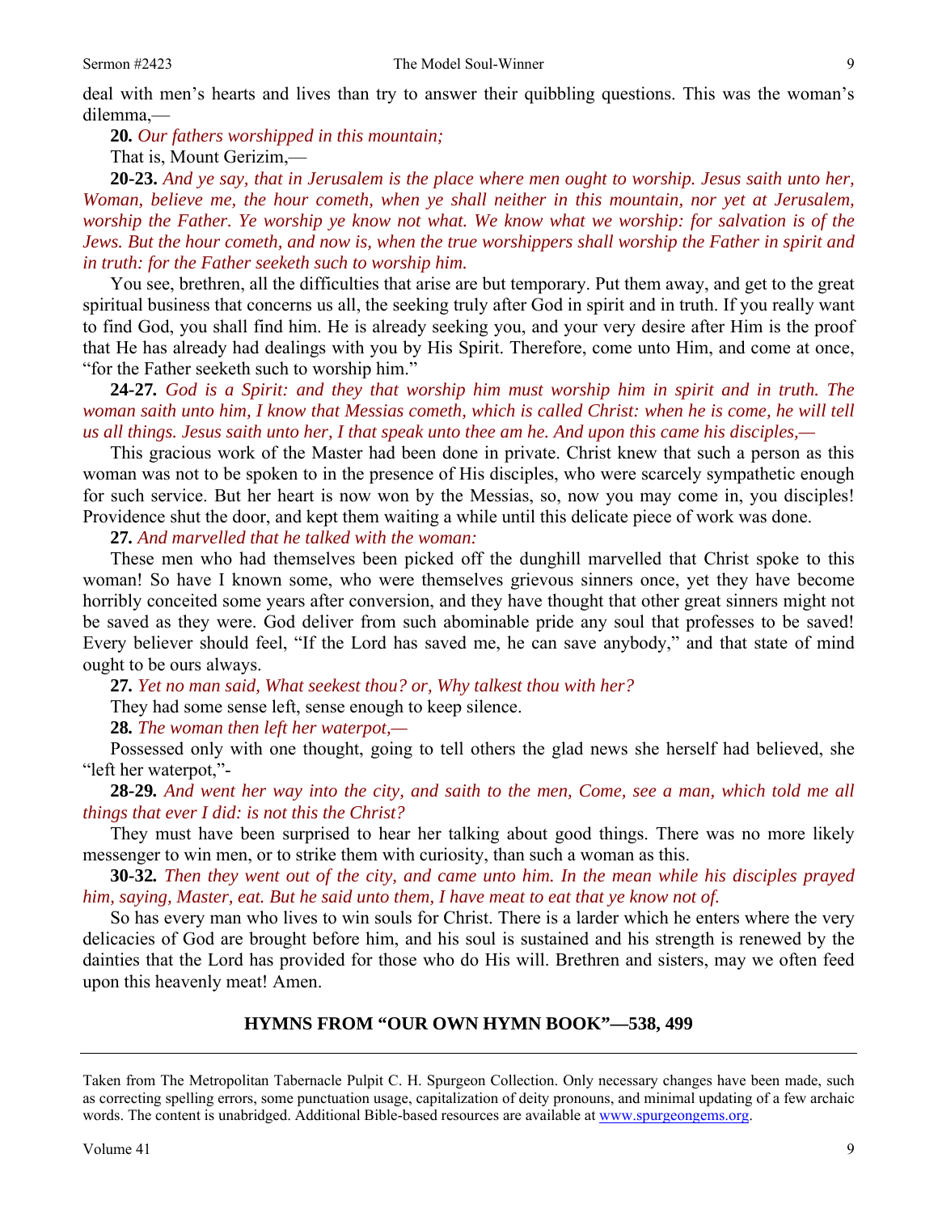deal with men's hearts and lives than try to answer their quibbling questions. This was the woman's dilemma,—

**20.** *Our fathers worshipped in this mountain;*

That is, Mount Gerizim,—

**20-23.** *And ye say, that in Jerusalem is the place where men ought to worship. Jesus saith unto her, Woman, believe me, the hour cometh, when ye shall neither in this mountain, nor yet at Jerusalem, worship the Father. Ye worship ye know not what. We know what we worship: for salvation is of the Jews. But the hour cometh, and now is, when the true worshippers shall worship the Father in spirit and in truth: for the Father seeketh such to worship him.*

You see, brethren, all the difficulties that arise are but temporary. Put them away, and get to the great spiritual business that concerns us all, the seeking truly after God in spirit and in truth. If you really want to find God, you shall find him. He is already seeking you, and your very desire after Him is the proof that He has already had dealings with you by His Spirit. Therefore, come unto Him, and come at once, "for the Father seeketh such to worship him."

**24-27.** *God is a Spirit: and they that worship him must worship him in spirit and in truth. The woman saith unto him, I know that Messias cometh, which is called Christ: when he is come, he will tell us all things. Jesus saith unto her, I that speak unto thee am he. And upon this came his disciples,—*

This gracious work of the Master had been done in private. Christ knew that such a person as this woman was not to be spoken to in the presence of His disciples, who were scarcely sympathetic enough for such service. But her heart is now won by the Messias, so, now you may come in, you disciples! Providence shut the door, and kept them waiting a while until this delicate piece of work was done.

**27.** *And marvelled that he talked with the woman:*

These men who had themselves been picked off the dunghill marvelled that Christ spoke to this woman! So have I known some, who were themselves grievous sinners once, yet they have become horribly conceited some years after conversion, and they have thought that other great sinners might not be saved as they were. God deliver from such abominable pride any soul that professes to be saved! Every believer should feel, "If the Lord has saved me, he can save anybody," and that state of mind ought to be ours always.

**27.** *Yet no man said, What seekest thou? or, Why talkest thou with her?*

They had some sense left, sense enough to keep silence.

**28.** *The woman then left her waterpot,—*

Possessed only with one thought, going to tell others the glad news she herself had believed, she "left her waterpot,"-

**28-29.** *And went her way into the city, and saith to the men, Come, see a man, which told me all things that ever I did: is not this the Christ?*

They must have been surprised to hear her talking about good things. There was no more likely messenger to win men, or to strike them with curiosity, than such a woman as this.

**30-32.** *Then they went out of the city, and came unto him. In the mean while his disciples prayed him, saying, Master, eat. But he said unto them, I have meat to eat that ye know not of.*

So has every man who lives to win souls for Christ. There is a larder which he enters where the very delicacies of God are brought before him, and his soul is sustained and his strength is renewed by the dainties that the Lord has provided for those who do His will. Brethren and sisters, may we often feed upon this heavenly meat! Amen.

## HYMNS FROM "OUR OWN HYMN BOOK"—538, 499

---

Taken from The Metropolitan Tabernacle Pulpit C. H. Spurgeon Collection. Only necessary changes have been made, such as correcting spelling errors, some punctuation usage, capitalization of deity pronouns, and minimal updating of a few archaic words. The content is unabridged. Additional Bible-based resources are available at www.spurgeongems.org.